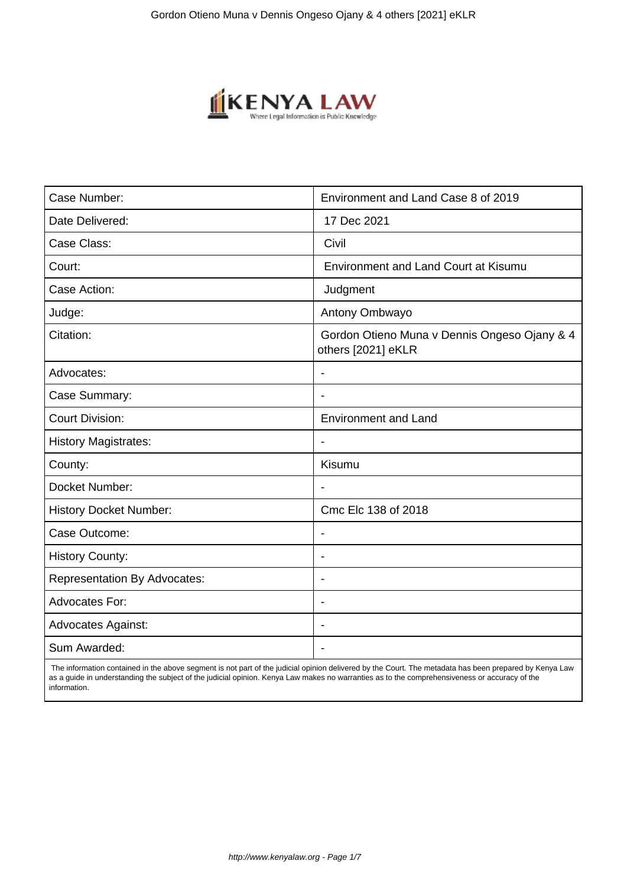| Case Number: | Environment and Land Case 8 of 2019 |
|---|---|
| Date Delivered: | 17 Dec 2021 |
| Case Class: | Civil |
| Court: | Environment and Land Court at Kisumu |
| Case Action: | Judgment |
| Judge: | Antony Ombwayo |
| Citation: | Gordon Otieno Muna v Dennis Ongeso Ojany & 4 others [2021] eKLR |
| Advocates: | - |
| Case Summary: | - |
| Court Division: | Environment and Land |
| History Magistrates: | - |
| County: | Kisumu |
| Docket Number: | - |
| History Docket Number: | Cmc Elc 138 of 2018 |
| Case Outcome: | - |
| History County: | - |
| Representation By Advocates: | - |
| Advocates For: | - |
| Advocates Against: | - |
| Sum Awarded: | - |

The information contained in the above segment is not part of the judicial opinion delivered by the Court. The metadata has been prepared by Kenya Law as a guide in understanding the subject of the judicial opinion. Kenya Law makes no warranties as to the comprehensiveness or accuracy of the information.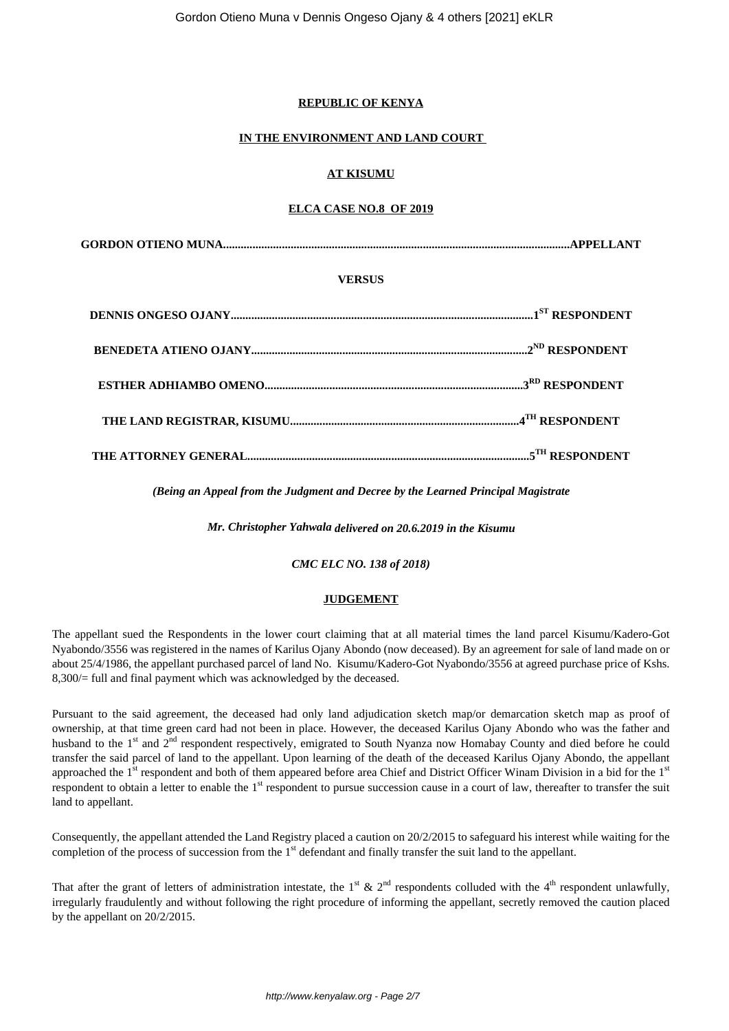**REPUBLIC OF KENYA**

**IN THE ENVIRONMENT AND LAND COURT**

**AT KISUMU**

**ELCA CASE NO.8 OF 2019**

**GORDON OTIENO MUNA.....................................................................................................................APPELLANT**

**VERSUS**

**DENNIS ONGESO OJANY......................................................................................................1ST RESPONDENT**

**BENEDETA ATIENO OJANY.............................................................................................2ND RESPONDENT**

**ESTHER ADHIAMBO OMENO........................................................................................3RD RESPONDENT**

**THE LAND REGISTRAR, KISUMU.............................................................................4TH RESPONDENT**

**THE ATTORNEY GENERAL...............................................................................................5TH RESPONDENT**

*(Being an Appeal from the Judgment and Decree by the Learned Principal Magistrate*

*Mr. Christopher Yahwala delivered on 20.6.2019 in the Kisumu*

*CMC ELC NO. 138 of 2018)*

**JUDGEMENT**

The appellant sued the Respondents in the lower court claiming that at all material times the land parcel Kisumu/Kadero-Got Nyabondo/3556 was registered in the names of Karilus Ojany Abondo (now deceased). By an agreement for sale of land made on or about 25/4/1986, the appellant purchased parcel of land No. Kisumu/Kadero-Got Nyabondo/3556 at agreed purchase price of Kshs. 8,300/= full and final payment which was acknowledged by the deceased.

Pursuant to the said agreement, the deceased had only land adjudication sketch map/or demarcation sketch map as proof of ownership, at that time green card had not been in place. However, the deceased Karilus Ojany Abondo who was the father and husband to the 1st and 2nd respondent respectively, emigrated to South Nyanza now Homabay County and died before he could transfer the said parcel of land to the appellant. Upon learning of the death of the deceased Karilus Ojany Abondo, the appellant approached the 1st respondent and both of them appeared before area Chief and District Officer Winam Division in a bid for the 1st respondent to obtain a letter to enable the 1st respondent to pursue succession cause in a court of law, thereafter to transfer the suit land to appellant.

Consequently, the appellant attended the Land Registry placed a caution on 20/2/2015 to safeguard his interest while waiting for the completion of the process of succession from the 1st defendant and finally transfer the suit land to the appellant.

That after the grant of letters of administration intestate, the 1st & 2nd respondents colluded with the 4th respondent unlawfully, irregularly fraudulently and without following the right procedure of informing the appellant, secretly removed the caution placed by the appellant on 20/2/2015.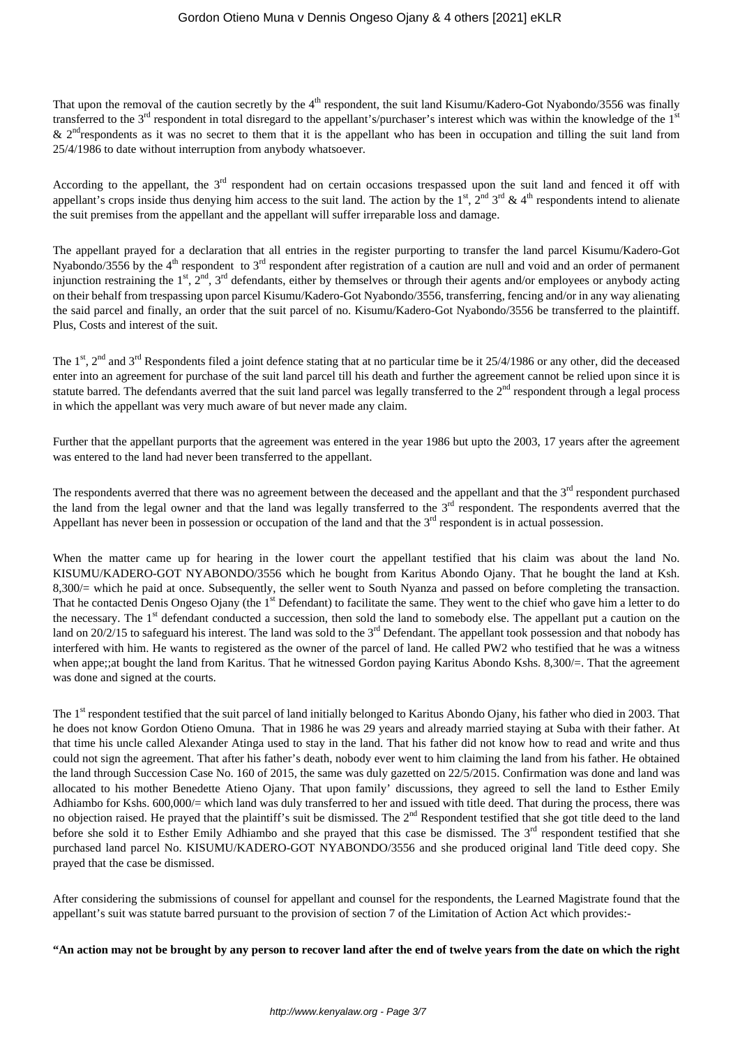That upon the removal of the caution secretly by the 4th respondent, the suit land Kisumu/Kadero-Got Nyabondo/3556 was finally transferred to the 3rd respondent in total disregard to the appellant's/purchaser's interest which was within the knowledge of the 1st & 2nd respondents as it was no secret to them that it is the appellant who has been in occupation and tilling the suit land from 25/4/1986 to date without interruption from anybody whatsoever.

According to the appellant, the 3rd respondent had on certain occasions trespassed upon the suit land and fenced it off with appellant's crops inside thus denying him access to the suit land. The action by the 1st, 2nd 3rd & 4th respondents intend to alienate the suit premises from the appellant and the appellant will suffer irreparable loss and damage.

The appellant prayed for a declaration that all entries in the register purporting to transfer the land parcel Kisumu/Kadero-Got Nyabondo/3556 by the 4th respondent to 3rd respondent after registration of a caution are null and void and an order of permanent injunction restraining the 1st, 2nd, 3rd defendants, either by themselves or through their agents and/or employees or anybody acting on their behalf from trespassing upon parcel Kisumu/Kadero-Got Nyabondo/3556, transferring, fencing and/or in any way alienating the said parcel and finally, an order that the suit parcel of no. Kisumu/Kadero-Got Nyabondo/3556 be transferred to the plaintiff. Plus, Costs and interest of the suit.

The 1st, 2nd and 3rd Respondents filed a joint defence stating that at no particular time be it 25/4/1986 or any other, did the deceased enter into an agreement for purchase of the suit land parcel till his death and further the agreement cannot be relied upon since it is statute barred. The defendants averred that the suit land parcel was legally transferred to the 2nd respondent through a legal process in which the appellant was very much aware of but never made any claim.

Further that the appellant purports that the agreement was entered in the year 1986 but upto the 2003, 17 years after the agreement was entered to the land had never been transferred to the appellant.

The respondents averred that there was no agreement between the deceased and the appellant and that the 3rd respondent purchased the land from the legal owner and that the land was legally transferred to the 3rd respondent. The respondents averred that the Appellant has never been in possession or occupation of the land and that the 3rd respondent is in actual possession.

When the matter came up for hearing in the lower court the appellant testified that his claim was about the land No. KISUMU/KADERO-GOT NYABONDO/3556 which he bought from Karitus Abondo Ojany. That he bought the land at Ksh. 8,300/= which he paid at once. Subsequently, the seller went to South Nyanza and passed on before completing the transaction. That he contacted Denis Ongeso Ojany (the 1st Defendant) to facilitate the same. They went to the chief who gave him a letter to do the necessary. The 1st defendant conducted a succession, then sold the land to somebody else. The appellant put a caution on the land on 20/2/15 to safeguard his interest. The land was sold to the 3rd Defendant. The appellant took possession and that nobody has interfered with him. He wants to registered as the owner of the parcel of land. He called PW2 who testified that he was a witness when appe;;at bought the land from Karitus. That he witnessed Gordon paying Karitus Abondo Kshs. 8,300/=. That the agreement was done and signed at the courts.

The 1st respondent testified that the suit parcel of land initially belonged to Karitus Abondo Ojany, his father who died in 2003. That he does not know Gordon Otieno Omuna. That in 1986 he was 29 years and already married staying at Suba with their father. At that time his uncle called Alexander Atinga used to stay in the land. That his father did not know how to read and write and thus could not sign the agreement. That after his father's death, nobody ever went to him claiming the land from his father. He obtained the land through Succession Case No. 160 of 2015, the same was duly gazetted on 22/5/2015. Confirmation was done and land was allocated to his mother Benedette Atieno Ojany. That upon family' discussions, they agreed to sell the land to Esther Emily Adhiambo for Kshs. 600,000/= which land was duly transferred to her and issued with title deed. That during the process, there was no objection raised. He prayed that the plaintiff's suit be dismissed. The 2nd Respondent testified that she got title deed to the land before she sold it to Esther Emily Adhiambo and she prayed that this case be dismissed. The 3rd respondent testified that she purchased land parcel No. KISUMU/KADERO-GOT NYABONDO/3556 and she produced original land Title deed copy. She prayed that the case be dismissed.

After considering the submissions of counsel for appellant and counsel for the respondents, the Learned Magistrate found that the appellant's suit was statute barred pursuant to the provision of section 7 of the Limitation of Action Act which provides:-

**"An action may not be brought by any person to recover land after the end of twelve years from the date on which the right**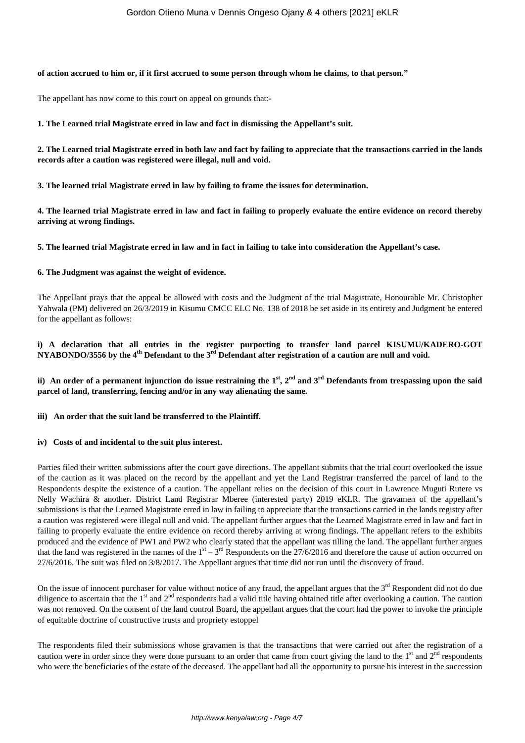**of action accrued to him or, if it first accrued to some person through whom he claims, to that person."**

The appellant has now come to this court on appeal on grounds that:-

**1. The Learned trial Magistrate erred in law and fact in dismissing the Appellant's suit.**

**2. The Learned trial Magistrate erred in both law and fact by failing to appreciate that the transactions carried in the lands records after a caution was registered were illegal, null and void.**

**3. The learned trial Magistrate erred in law by failing to frame the issues for determination.**

**4. The learned trial Magistrate erred in law and fact in failing to properly evaluate the entire evidence on record thereby arriving at wrong findings.**

**5. The learned trial Magistrate erred in law and in fact in failing to take into consideration the Appellant's case.**

**6. The Judgment was against the weight of evidence.**

The Appellant prays that the appeal be allowed with costs and the Judgment of the trial Magistrate, Honourable Mr. Christopher Yahwala (PM) delivered on 26/3/2019 in Kisumu CMCC ELC No. 138 of 2018 be set aside in its entirety and Judgment be entered for the appellant as follows:

**i) A declaration that all entries in the register purporting to transfer land parcel KISUMU/KADERO-GOT NYABONDO/3556 by the 4th Defendant to the 3rd Defendant after registration of a caution are null and void.**

**ii) An order of a permanent injunction do issue restraining the 1st, 2nd and 3rd Defendants from trespassing upon the said parcel of land, transferring, fencing and/or in any way alienating the same.**

**iii) An order that the suit land be transferred to the Plaintiff.**

**iv) Costs of and incidental to the suit plus interest.**

Parties filed their written submissions after the court gave directions. The appellant submits that the trial court overlooked the issue of the caution as it was placed on the record by the appellant and yet the Land Registrar transferred the parcel of land to the Respondents despite the existence of a caution. The appellant relies on the decision of this court in Lawrence Muguti Rutere vs Nelly Wachira & another. District Land Registrar Mberee (interested party) 2019 eKLR. The gravamen of the appellant's submissions is that the Learned Magistrate erred in law in failing to appreciate that the transactions carried in the lands registry after a caution was registered were illegal null and void. The appellant further argues that the Learned Magistrate erred in law and fact in failing to properly evaluate the entire evidence on record thereby arriving at wrong findings. The appellant refers to the exhibits produced and the evidence of PW1 and PW2 who clearly stated that the appellant was tilling the land. The appellant further argues that the land was registered in the names of the 1st – 3rd Respondents on the 27/6/2016 and therefore the cause of action occurred on 27/6/2016. The suit was filed on 3/8/2017. The Appellant argues that time did not run until the discovery of fraud.

On the issue of innocent purchaser for value without notice of any fraud, the appellant argues that the 3rd Respondent did not do due diligence to ascertain that the 1st and 2nd respondents had a valid title having obtained title after overlooking a caution. The caution was not removed. On the consent of the land control Board, the appellant argues that the court had the power to invoke the principle of equitable doctrine of constructive trusts and propriety estoppel

The respondents filed their submissions whose gravamen is that the transactions that were carried out after the registration of a caution were in order since they were done pursuant to an order that came from court giving the land to the 1st and 2nd respondents who were the beneficiaries of the estate of the deceased. The appellant had all the opportunity to pursue his interest in the succession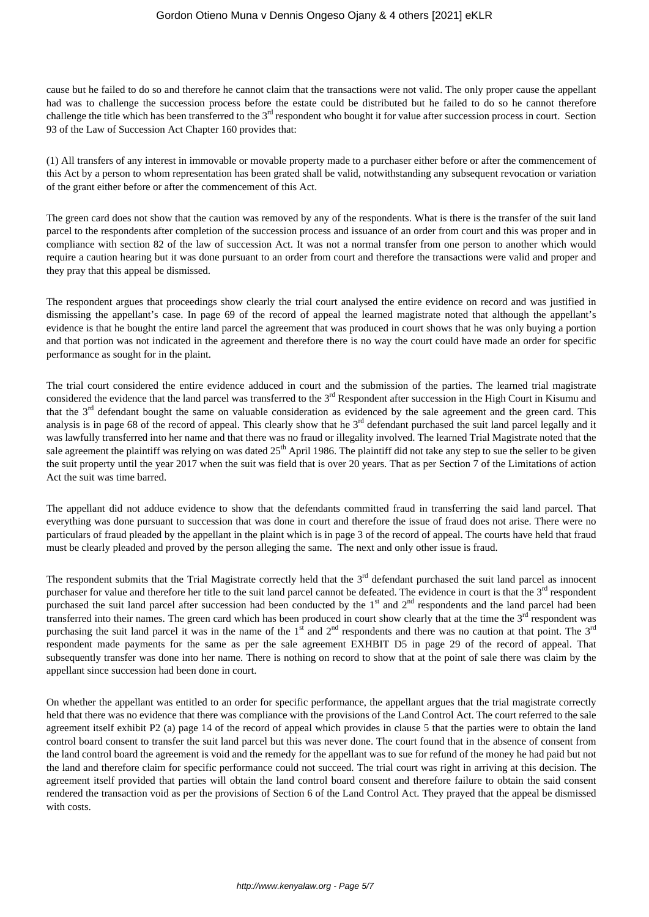cause but he failed to do so and therefore he cannot claim that the transactions were not valid. The only proper cause the appellant had was to challenge the succession process before the estate could be distributed but he failed to do so he cannot therefore challenge the title which has been transferred to the 3rd respondent who bought it for value after succession process in court. Section 93 of the Law of Succession Act Chapter 160 provides that:

(1) All transfers of any interest in immovable or movable property made to a purchaser either before or after the commencement of this Act by a person to whom representation has been grated shall be valid, notwithstanding any subsequent revocation or variation of the grant either before or after the commencement of this Act.

The green card does not show that the caution was removed by any of the respondents. What is there is the transfer of the suit land parcel to the respondents after completion of the succession process and issuance of an order from court and this was proper and in compliance with section 82 of the law of succession Act. It was not a normal transfer from one person to another which would require a caution hearing but it was done pursuant to an order from court and therefore the transactions were valid and proper and they pray that this appeal be dismissed.

The respondent argues that proceedings show clearly the trial court analysed the entire evidence on record and was justified in dismissing the appellant's case. In page 69 of the record of appeal the learned magistrate noted that although the appellant's evidence is that he bought the entire land parcel the agreement that was produced in court shows that he was only buying a portion and that portion was not indicated in the agreement and therefore there is no way the court could have made an order for specific performance as sought for in the plaint.

The trial court considered the entire evidence adduced in court and the submission of the parties. The learned trial magistrate considered the evidence that the land parcel was transferred to the 3rd Respondent after succession in the High Court in Kisumu and that the 3rd defendant bought the same on valuable consideration as evidenced by the sale agreement and the green card. This analysis is in page 68 of the record of appeal. This clearly show that he 3rd defendant purchased the suit land parcel legally and it was lawfully transferred into her name and that there was no fraud or illegality involved. The learned Trial Magistrate noted that the sale agreement the plaintiff was relying on was dated 25th April 1986. The plaintiff did not take any step to sue the seller to be given the suit property until the year 2017 when the suit was field that is over 20 years. That as per Section 7 of the Limitations of action Act the suit was time barred.

The appellant did not adduce evidence to show that the defendants committed fraud in transferring the said land parcel. That everything was done pursuant to succession that was done in court and therefore the issue of fraud does not arise. There were no particulars of fraud pleaded by the appellant in the plaint which is in page 3 of the record of appeal. The courts have held that fraud must be clearly pleaded and proved by the person alleging the same. The next and only other issue is fraud.

The respondent submits that the Trial Magistrate correctly held that the 3rd defendant purchased the suit land parcel as innocent purchaser for value and therefore her title to the suit land parcel cannot be defeated. The evidence in court is that the 3rd respondent purchased the suit land parcel after succession had been conducted by the 1st and 2nd respondents and the land parcel had been transferred into their names. The green card which has been produced in court show clearly that at the time the 3rd respondent was purchasing the suit land parcel it was in the name of the 1st and 2nd respondents and there was no caution at that point. The 3rd respondent made payments for the same as per the sale agreement EXHBIT D5 in page 29 of the record of appeal. That subsequently transfer was done into her name. There is nothing on record to show that at the point of sale there was claim by the appellant since succession had been done in court.

On whether the appellant was entitled to an order for specific performance, the appellant argues that the trial magistrate correctly held that there was no evidence that there was compliance with the provisions of the Land Control Act. The court referred to the sale agreement itself exhibit P2 (a) page 14 of the record of appeal which provides in clause 5 that the parties were to obtain the land control board consent to transfer the suit land parcel but this was never done. The court found that in the absence of consent from the land control board the agreement is void and the remedy for the appellant was to sue for refund of the money he had paid but not the land and therefore claim for specific performance could not succeed. The trial court was right in arriving at this decision. The agreement itself provided that parties will obtain the land control board consent and therefore failure to obtain the said consent rendered the transaction void as per the provisions of Section 6 of the Land Control Act. They prayed that the appeal be dismissed with costs.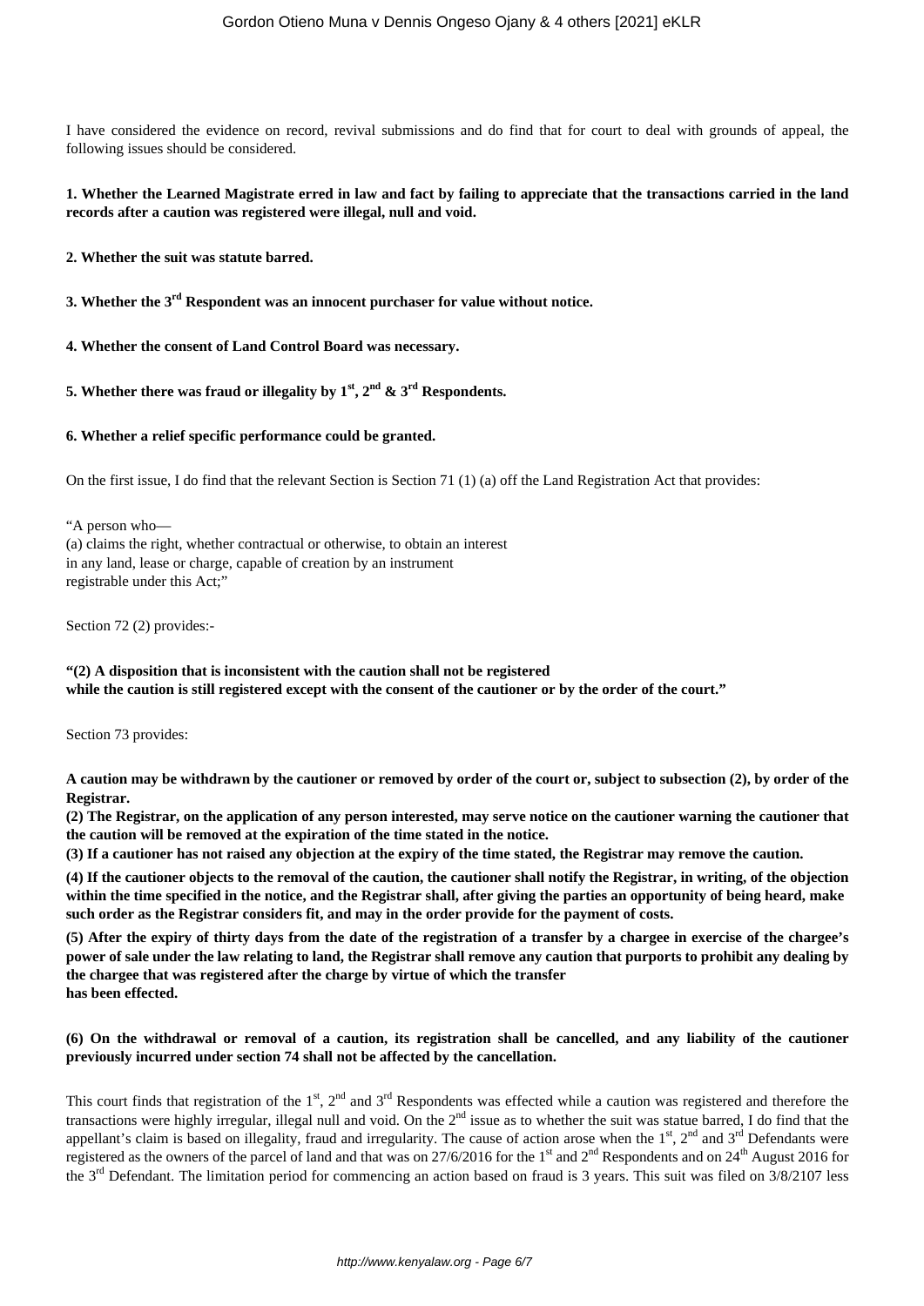I have considered the evidence on record, revival submissions and do find that for court to deal with grounds of appeal, the following issues should be considered.

**1. Whether the Learned Magistrate erred in law and fact by failing to appreciate that the transactions carried in the land records after a caution was registered were illegal, null and void.**

**2. Whether the suit was statute barred.**

**3. Whether the 3rd Respondent was an innocent purchaser for value without notice.**

**4. Whether the consent of Land Control Board was necessary.**

**5. Whether there was fraud or illegality by 1st, 2nd & 3rd Respondents.**

**6. Whether a relief specific performance could be granted.**

On the first issue, I do find that the relevant Section is Section 71 (1) (a) off the Land Registration Act that provides:

"A person who—
(a) claims the right, whether contractual or otherwise, to obtain an interest
in any land, lease or charge, capable of creation by an instrument
registrable under this Act;"

Section 72 (2) provides:-

**"(2) A disposition that is inconsistent with the caution shall not be registered while the caution is still registered except with the consent of the cautioner or by the order of the court."**

Section 73 provides:

**A caution may be withdrawn by the cautioner or removed by order of the court or, subject to subsection (2), by order of the Registrar.**

**(2) The Registrar, on the application of any person interested, may serve notice on the cautioner warning the cautioner that the caution will be removed at the expiration of the time stated in the notice.**

**(3) If a cautioner has not raised any objection at the expiry of the time stated, the Registrar may remove the caution.**

**(4) If the cautioner objects to the removal of the caution, the cautioner shall notify the Registrar, in writing, of the objection within the time specified in the notice, and the Registrar shall, after giving the parties an opportunity of being heard, make such order as the Registrar considers fit, and may in the order provide for the payment of costs.**

**(5) After the expiry of thirty days from the date of the registration of a transfer by a chargee in exercise of the chargee's power of sale under the law relating to land, the Registrar shall remove any caution that purports to prohibit any dealing by the chargee that was registered after the charge by virtue of which the transfer has been effected.**

**(6) On the withdrawal or removal of a caution, its registration shall be cancelled, and any liability of the cautioner previously incurred under section 74 shall not be affected by the cancellation.**

This court finds that registration of the 1st, 2nd and 3rd Respondents was effected while a caution was registered and therefore the transactions were highly irregular, illegal null and void. On the 2nd issue as to whether the suit was statue barred, I do find that the appellant's claim is based on illegality, fraud and irregularity. The cause of action arose when the 1st, 2nd and 3rd Defendants were registered as the owners of the parcel of land and that was on 27/6/2016 for the 1st and 2nd Respondents and on 24th August 2016 for the 3rd Defendant. The limitation period for commencing an action based on fraud is 3 years. This suit was filed on 3/8/2107 less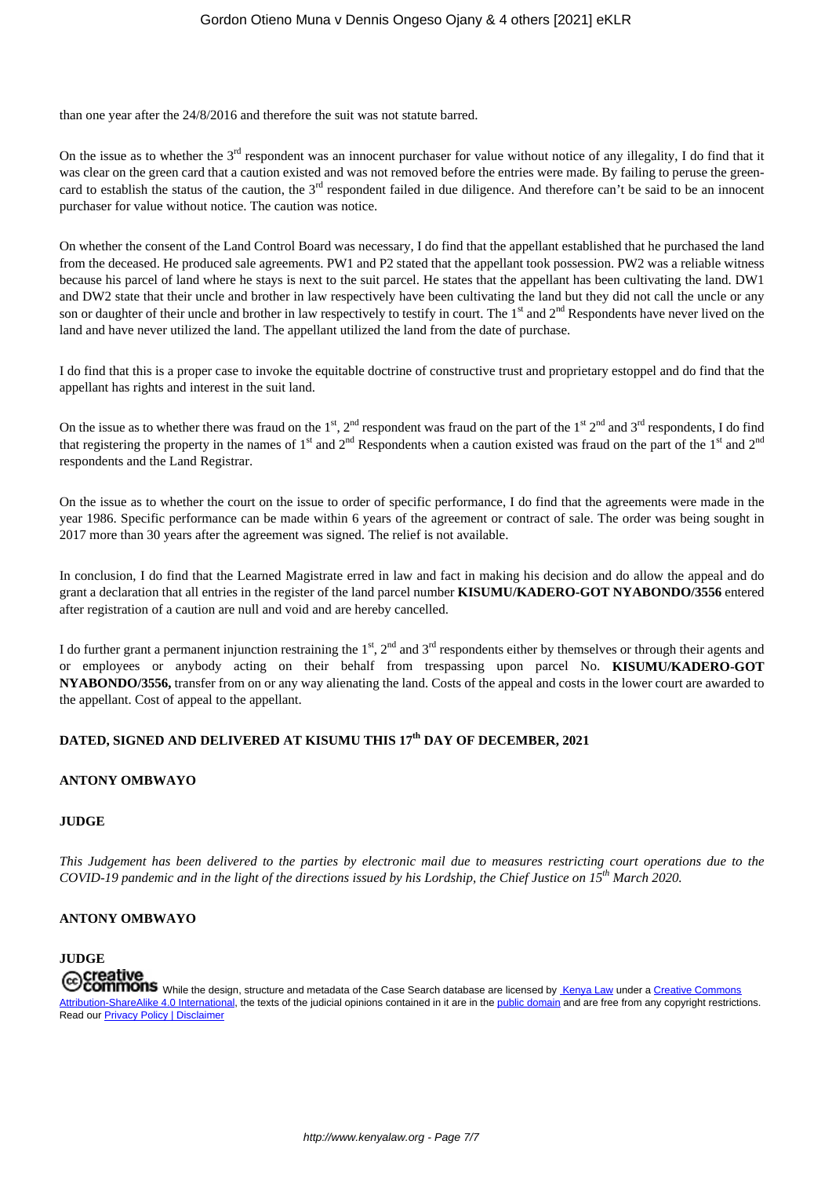than one year after the 24/8/2016 and therefore the suit was not statute barred.

On the issue as to whether the 3rd respondent was an innocent purchaser for value without notice of any illegality, I do find that it was clear on the green card that a caution existed and was not removed before the entries were made. By failing to peruse the green-card to establish the status of the caution, the 3rd respondent failed in due diligence. And therefore can't be said to be an innocent purchaser for value without notice. The caution was notice.

On whether the consent of the Land Control Board was necessary, I do find that the appellant established that he purchased the land from the deceased. He produced sale agreements. PW1 and P2 stated that the appellant took possession. PW2 was a reliable witness because his parcel of land where he stays is next to the suit parcel. He states that the appellant has been cultivating the land. DW1 and DW2 state that their uncle and brother in law respectively have been cultivating the land but they did not call the uncle or any son or daughter of their uncle and brother in law respectively to testify in court. The 1st and 2nd Respondents have never lived on the land and have never utilized the land. The appellant utilized the land from the date of purchase.

I do find that this is a proper case to invoke the equitable doctrine of constructive trust and proprietary estoppel and do find that the appellant has rights and interest in the suit land.

On the issue as to whether there was fraud on the 1st, 2nd respondent was fraud on the part of the 1st 2nd and 3rd respondents, I do find that registering the property in the names of 1st and 2nd Respondents when a caution existed was fraud on the part of the 1st and 2nd respondents and the Land Registrar.

On the issue as to whether the court on the issue to order of specific performance, I do find that the agreements were made in the year 1986. Specific performance can be made within 6 years of the agreement or contract of sale. The order was being sought in 2017 more than 30 years after the agreement was signed. The relief is not available.

In conclusion, I do find that the Learned Magistrate erred in law and fact in making his decision and do allow the appeal and do grant a declaration that all entries in the register of the land parcel number **KISUMU/KADERO-GOT NYABONDO/3556** entered after registration of a caution are null and void and are hereby cancelled.

I do further grant a permanent injunction restraining the 1st, 2nd and 3rd respondents either by themselves or through their agents and or employees or anybody acting on their behalf from trespassing upon parcel No. **KISUMU/KADERO-GOT NYABONDO/3556,** transfer from on or any way alienating the land. Costs of the appeal and costs in the lower court are awarded to the appellant. Cost of appeal to the appellant.

**DATED, SIGNED AND DELIVERED AT KISUMU THIS 17th DAY OF DECEMBER, 2021**

**ANTONY OMBWAYO**

**JUDGE**

*This Judgement has been delivered to the parties by electronic mail due to measures restricting court operations due to the COVID-19 pandemic and in the light of the directions issued by his Lordship, the Chief Justice on 15th March 2020.*

**ANTONY OMBWAYO**

**JUDGE**

While the design, structure and metadata of the Case Search database are licensed by Kenya Law under a Creative Commons Attribution-ShareAlike 4.0 International, the texts of the judicial opinions contained in it are in the public domain and are free from any copyright restrictions. Read our Privacy Policy | Disclaimer